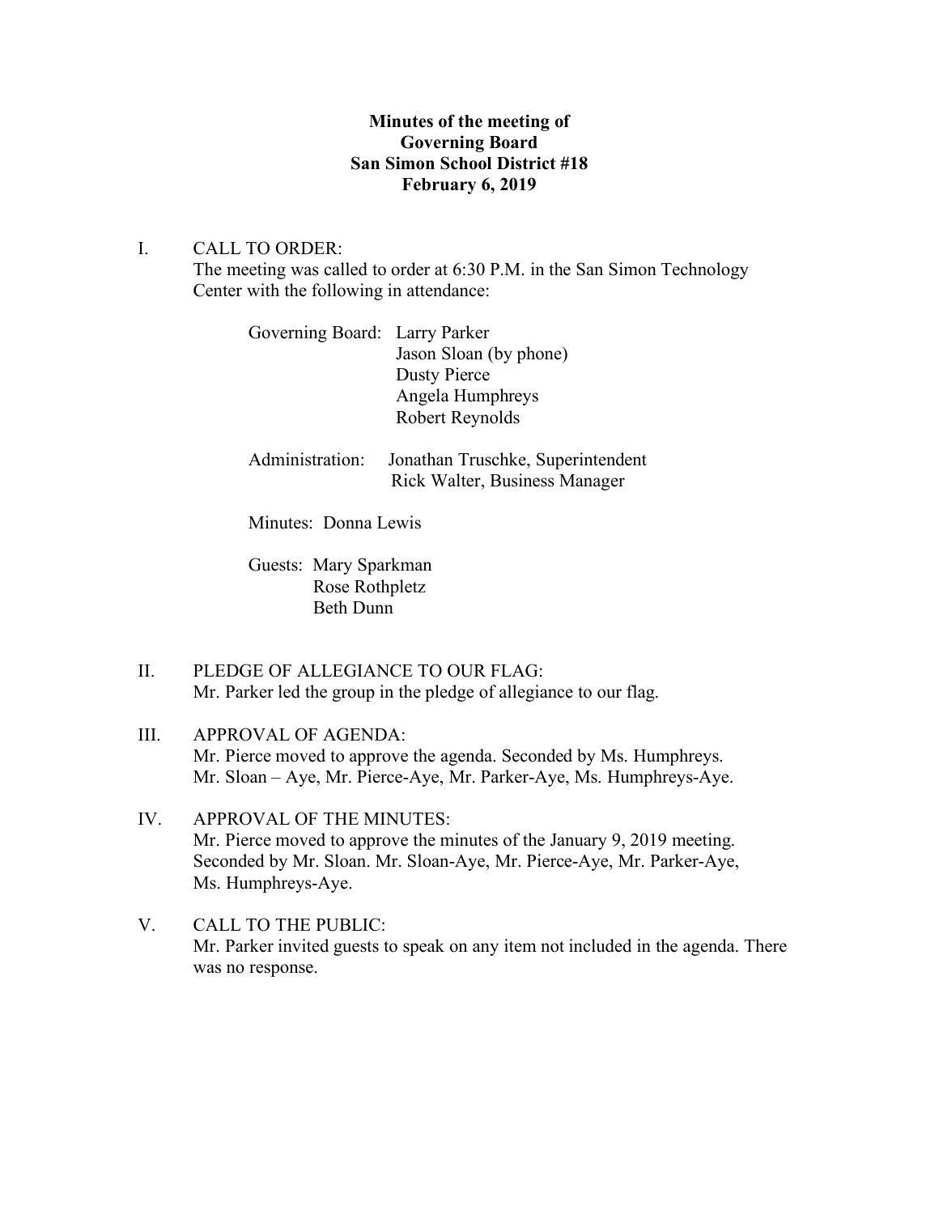**Minutes of the meeting of**
**Governing Board**
**San Simon School District #18**
**February 6, 2019**

I. CALL TO ORDER:
The meeting was called to order at 6:30 P.M. in the San Simon Technology Center with the following in attendance:

Governing Board: Larry Parker
Jason Sloan (by phone)
Dusty Pierce
Angela Humphreys
Robert Reynolds

Administration: Jonathan Truschke, Superintendent
Rick Walter, Business Manager

Minutes: Donna Lewis

Guests: Mary Sparkman
Rose Rothpletz
Beth Dunn

II. PLEDGE OF ALLEGIANCE TO OUR FLAG:
Mr. Parker led the group in the pledge of allegiance to our flag.

III. APPROVAL OF AGENDA:
Mr. Pierce moved to approve the agenda. Seconded by Ms. Humphreys. Mr. Sloan – Aye, Mr. Pierce-Aye, Mr. Parker-Aye, Ms. Humphreys-Aye.

IV. APPROVAL OF THE MINUTES:
Mr. Pierce moved to approve the minutes of the January 9, 2019 meeting. Seconded by Mr. Sloan. Mr. Sloan-Aye, Mr. Pierce-Aye, Mr. Parker-Aye, Ms. Humphreys-Aye.

V. CALL TO THE PUBLIC:
Mr. Parker invited guests to speak on any item not included in the agenda. There was no response.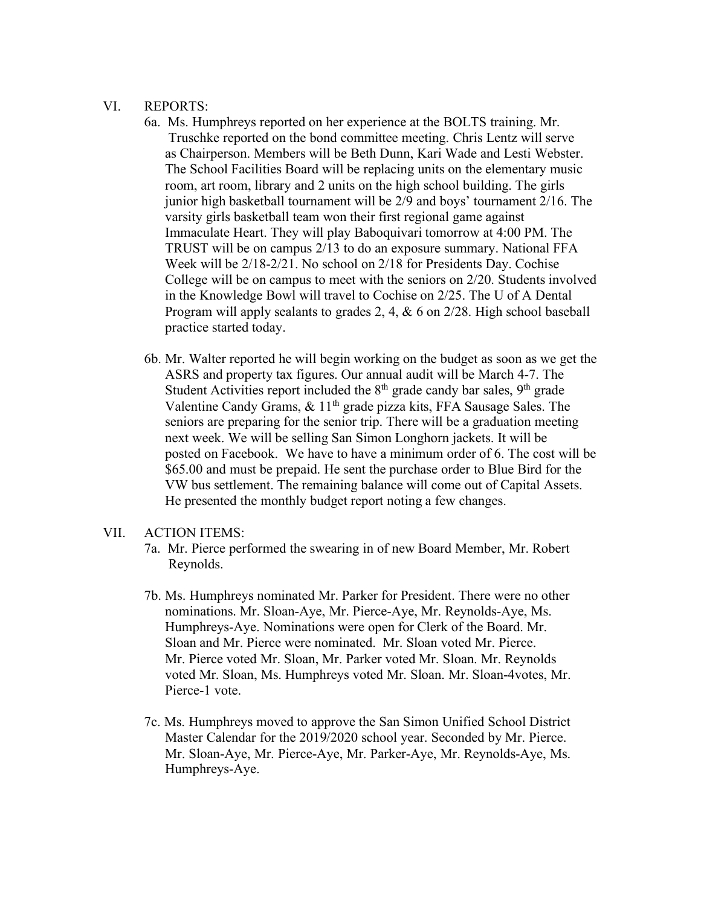VI. REPORTS:

6a. Ms. Humphreys reported on her experience at the BOLTS training. Mr. Truschke reported on the bond committee meeting. Chris Lentz will serve as Chairperson. Members will be Beth Dunn, Kari Wade and Lesti Webster. The School Facilities Board will be replacing units on the elementary music room, art room, library and 2 units on the high school building. The girls junior high basketball tournament will be 2/9 and boys' tournament 2/16. The varsity girls basketball team won their first regional game against Immaculate Heart. They will play Baboquivari tomorrow at 4:00 PM. The TRUST will be on campus 2/13 to do an exposure summary. National FFA Week will be 2/18-2/21. No school on 2/18 for Presidents Day. Cochise College will be on campus to meet with the seniors on 2/20. Students involved in the Knowledge Bowl will travel to Cochise on 2/25. The U of A Dental Program will apply sealants to grades 2, 4, & 6 on 2/28. High school baseball practice started today.

6b. Mr. Walter reported he will begin working on the budget as soon as we get the ASRS and property tax figures. Our annual audit will be March 4-7. The Student Activities report included the 8th grade candy bar sales, 9th grade Valentine Candy Grams, & 11th grade pizza kits, FFA Sausage Sales. The seniors are preparing for the senior trip. There will be a graduation meeting next week. We will be selling San Simon Longhorn jackets. It will be posted on Facebook. We have to have a minimum order of 6. The cost will be $65.00 and must be prepaid. He sent the purchase order to Blue Bird for the VW bus settlement. The remaining balance will come out of Capital Assets. He presented the monthly budget report noting a few changes.

VII. ACTION ITEMS:

7a. Mr. Pierce performed the swearing in of new Board Member, Mr. Robert Reynolds.

7b. Ms. Humphreys nominated Mr. Parker for President. There were no other nominations. Mr. Sloan-Aye, Mr. Pierce-Aye, Mr. Reynolds-Aye, Ms. Humphreys-Aye. Nominations were open for Clerk of the Board. Mr. Sloan and Mr. Pierce were nominated. Mr. Sloan voted Mr. Pierce. Mr. Pierce voted Mr. Sloan, Mr. Parker voted Mr. Sloan. Mr. Reynolds voted Mr. Sloan, Ms. Humphreys voted Mr. Sloan. Mr. Sloan-4votes, Mr. Pierce-1 vote.

7c. Ms. Humphreys moved to approve the San Simon Unified School District Master Calendar for the 2019/2020 school year. Seconded by Mr. Pierce. Mr. Sloan-Aye, Mr. Pierce-Aye, Mr. Parker-Aye, Mr. Reynolds-Aye, Ms. Humphreys-Aye.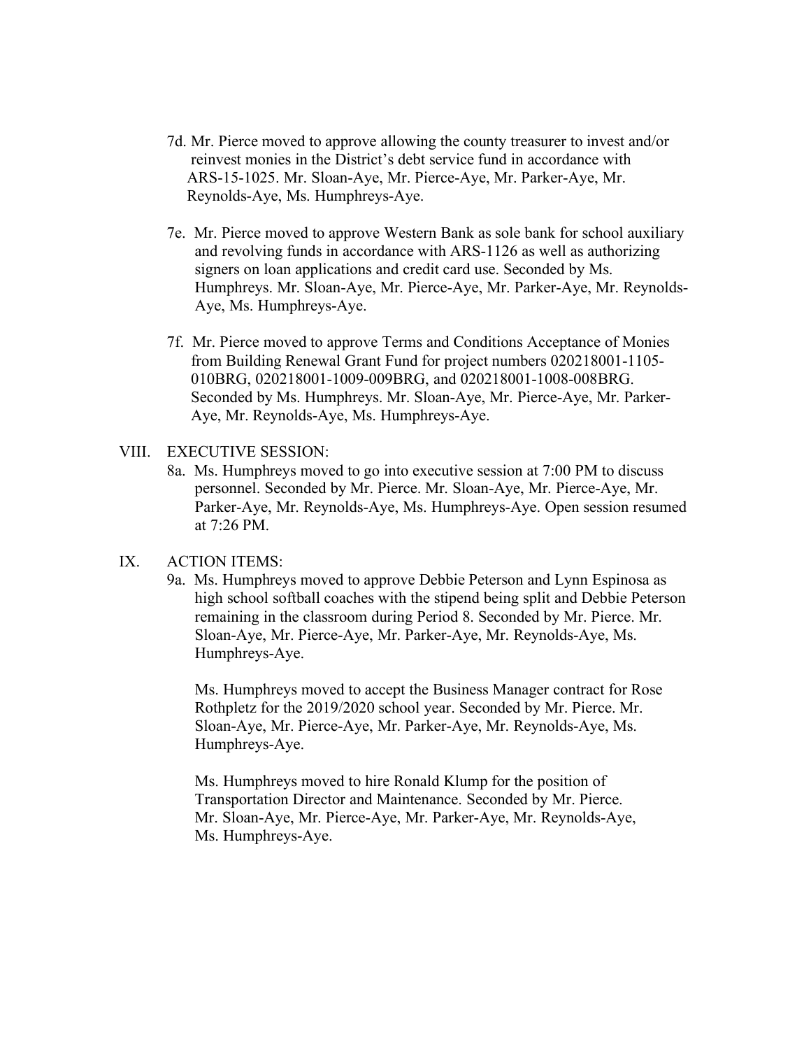7d. Mr. Pierce moved to approve allowing the county treasurer to invest and/or reinvest monies in the District's debt service fund in accordance with ARS-15-1025. Mr. Sloan-Aye, Mr. Pierce-Aye, Mr. Parker-Aye, Mr. Reynolds-Aye, Ms. Humphreys-Aye.

7e. Mr. Pierce moved to approve Western Bank as sole bank for school auxiliary and revolving funds in accordance with ARS-1126 as well as authorizing signers on loan applications and credit card use. Seconded by Ms. Humphreys. Mr. Sloan-Aye, Mr. Pierce-Aye, Mr. Parker-Aye, Mr. Reynolds-Aye, Ms. Humphreys-Aye.

7f. Mr. Pierce moved to approve Terms and Conditions Acceptance of Monies from Building Renewal Grant Fund for project numbers 020218001-1105-010BRG, 020218001-1009-009BRG, and 020218001-1008-008BRG. Seconded by Ms. Humphreys. Mr. Sloan-Aye, Mr. Pierce-Aye, Mr. Parker-Aye, Mr. Reynolds-Aye, Ms. Humphreys-Aye.

VIII. EXECUTIVE SESSION:

8a. Ms. Humphreys moved to go into executive session at 7:00 PM to discuss personnel. Seconded by Mr. Pierce. Mr. Sloan-Aye, Mr. Pierce-Aye, Mr. Parker-Aye, Mr. Reynolds-Aye, Ms. Humphreys-Aye. Open session resumed at 7:26 PM.

IX. ACTION ITEMS:

9a. Ms. Humphreys moved to approve Debbie Peterson and Lynn Espinosa as high school softball coaches with the stipend being split and Debbie Peterson remaining in the classroom during Period 8. Seconded by Mr. Pierce. Mr. Sloan-Aye, Mr. Pierce-Aye, Mr. Parker-Aye, Mr. Reynolds-Aye, Ms. Humphreys-Aye.

Ms. Humphreys moved to accept the Business Manager contract for Rose Rothpletz for the 2019/2020 school year. Seconded by Mr. Pierce. Mr. Sloan-Aye, Mr. Pierce-Aye, Mr. Parker-Aye, Mr. Reynolds-Aye, Ms. Humphreys-Aye.

Ms. Humphreys moved to hire Ronald Klump for the position of Transportation Director and Maintenance. Seconded by Mr. Pierce. Mr. Sloan-Aye, Mr. Pierce-Aye, Mr. Parker-Aye, Mr. Reynolds-Aye, Ms. Humphreys-Aye.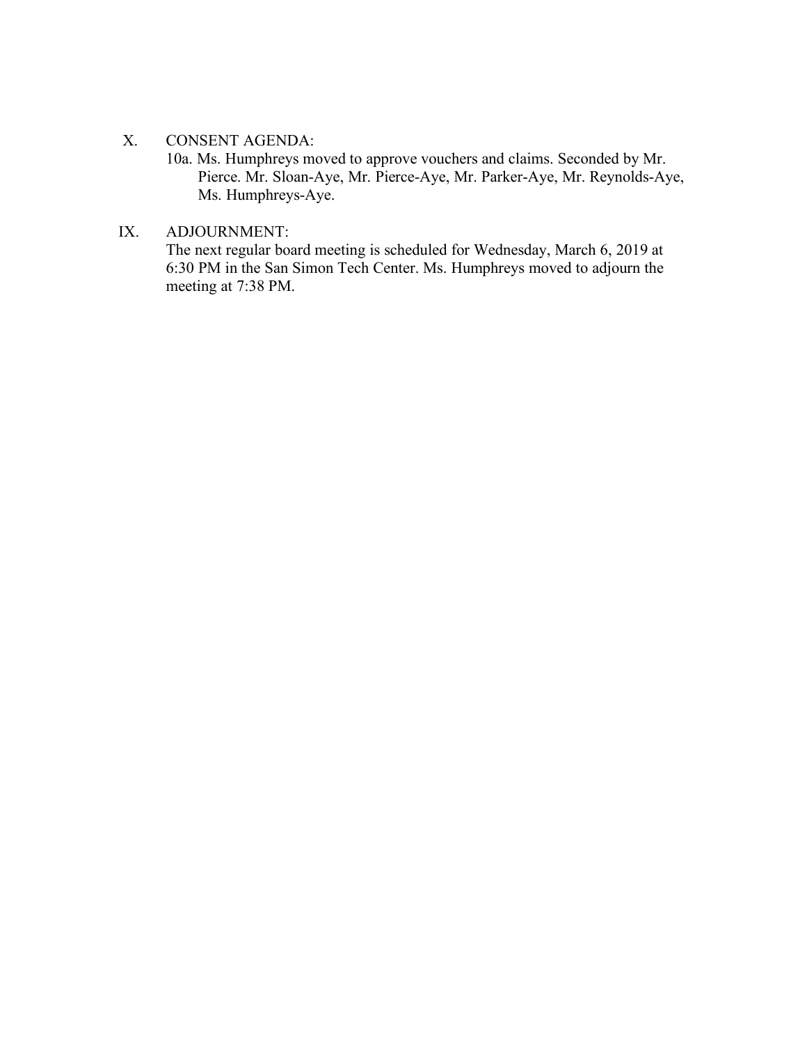X. CONSENT AGENDA:

10a. Ms. Humphreys moved to approve vouchers and claims. Seconded by Mr. Pierce. Mr. Sloan-Aye, Mr. Pierce-Aye, Mr. Parker-Aye, Mr. Reynolds-Aye, Ms. Humphreys-Aye.

IX. ADJOURNMENT:

The next regular board meeting is scheduled for Wednesday, March 6, 2019 at 6:30 PM in the San Simon Tech Center. Ms. Humphreys moved to adjourn the meeting at 7:38 PM.